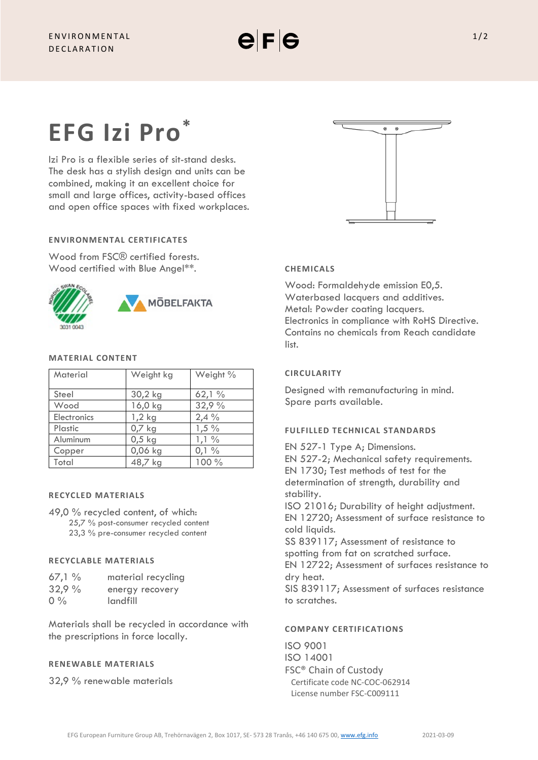ENVIRONMENTAL DECLARATION

# EFG Izi Pro*

Izi Pro is a flexible series of sit-stand desks. The desk has a stylish design and units can be combined, making it an excellent choice for small and large offices, activity-based offices and open office spaces with fixed workplaces.

## ENVIRONMENTAL CERTIFICATES

Wood from FSC® certified forests.
Wood certified with Blue Angel**.

NORDIC SWAN ECOLABEL 3031 0043

MÖBELFAKTA

## MATERIAL CONTENT

| Material | Weight kg | Weight % |
|---|---|---|
| Steel | 30,2 kg | 62,1 % |
| Wood | 16,0 kg | 32,9 % |
| Electronics | 1,2 kg | 2,4 % |
| Plastic | 0,7 kg | 1,5 % |
| Aluminum | 0,5 kg | 1,1 % |
| Copper | 0,06 kg | 0,1 % |
| Total | 48,7 kg | 100 % |

## RECYCLED MATERIALS

49,0 % recycled content, of which:
- 25,7 % post-consumer recycled content
- 23,3 % pre-consumer recycled content

## RECYCLABLE MATERIALS

| | |
|---|---|
| 67,1 % | material recycling |
| 32,9 % | energy recovery |
| 0 % | landfill |

Materials shall be recycled in accordance with the prescriptions in force locally.

## RENEWABLE MATERIALS

32,9 % renewable materials

## CHEMICALS

Wood: Formaldehyde emission E0,5.
Waterbased lacquers and additives.
Metal: Powder coating lacquers.
Electronics in compliance with RoHS Directive.
Contains no chemicals from Reach candidate list.

## CIRCULARITY

Designed with remanufacturing in mind.
Spare parts available.

## FULFILLED TECHNICAL STANDARDS

EN 527-1 Type A; Dimensions.
EN 527-2; Mechanical safety requirements.
EN 1730; Test methods of test for the determination of strength, durability and stability.
ISO 21016; Durability of height adjustment.
EN 12720; Assessment of surface resistance to cold liquids.
SS 839117; Assessment of resistance to spotting from fat on scratched surface.
EN 12722; Assessment of surfaces resistance to dry heat.
SIS 839117; Assessment of surfaces resistance to scratches.

## COMPANY CERTIFICATIONS

ISO 9001
ISO 14001
FSC® Chain of Custody
- Certificate code NC-COC-062914
- License number FSC-C009111

EFG European Furniture Group AB, Trehörnavägen 2, Box 1017, SE- 573 28 Tranås, +46 140 675 00, www.efg.info — 2021-03-09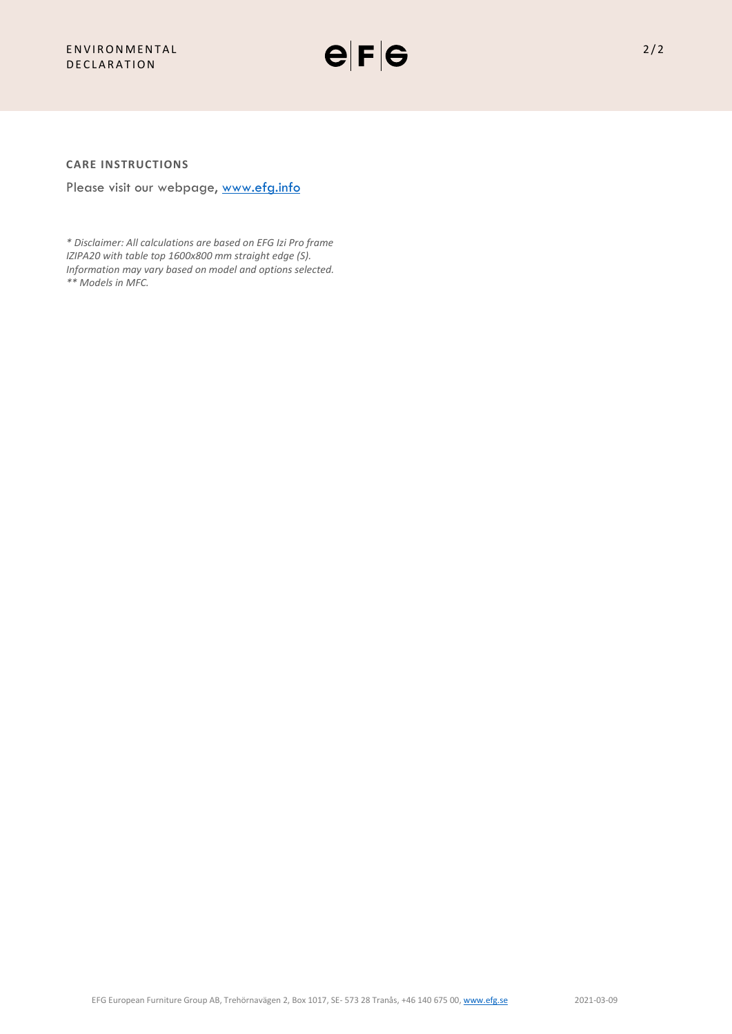**CARE INSTRUCTIONS**

Please visit our webpage, [www.efg.info](http://www.efg.info)

*\* Disclaimer: All calculations are based on EFG Izi Pro frame IZIPA20 with table top 1600x800 mm straight edge (S). Information may vary based on model and options selected.*
*\*\* Models in MFC.*